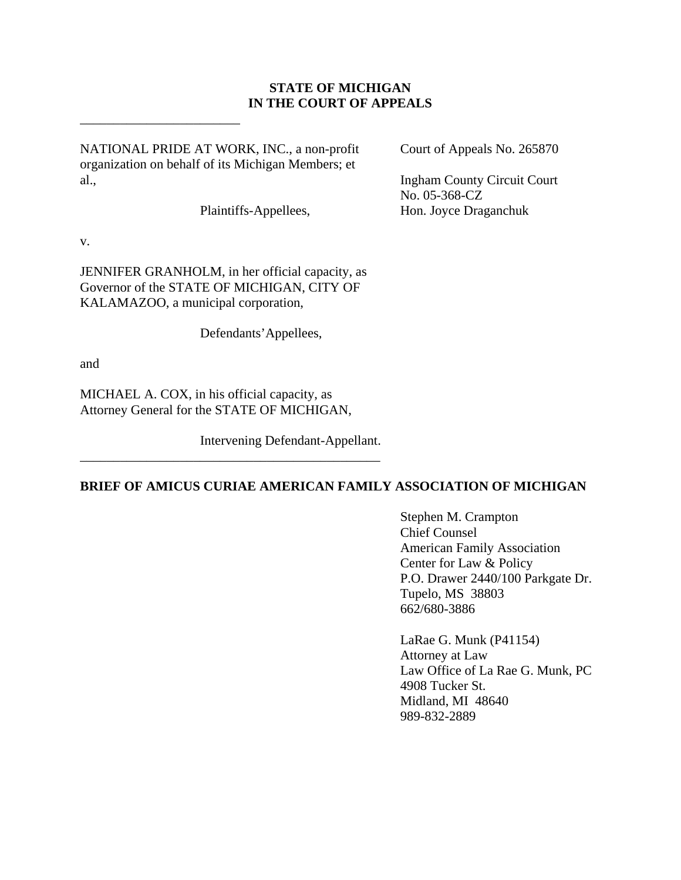**STATE OF MICHIGAN**
**IN THE COURT OF APPEALS**

---

NATIONAL PRIDE AT WORK, INC., a non-profit organization on behalf of its Michigan Members; et al.,

Plaintiffs-Appellees,

v.

JENNIFER GRANHOLM, in her official capacity, as Governor of the STATE OF MICHIGAN, CITY OF KALAMAZOO, a municipal corporation,

Defendants'Appellees,

and

MICHAEL A. COX, in his official capacity, as Attorney General for the STATE OF MICHIGAN,

Intervening Defendant-Appellant.

---

Court of Appeals No. 265870

Ingham County Circuit Court
No. 05-368-CZ
Hon. Joyce Draganchuk

**BRIEF OF AMICUS CURIAE AMERICAN FAMILY ASSOCIATION OF MICHIGAN**

Stephen M. Crampton
Chief Counsel
American Family Association
Center for Law & Policy
P.O. Drawer 2440/100 Parkgate Dr.
Tupelo, MS 38803
662/680-3886

LaRae G. Munk (P41154)
Attorney at Law
Law Office of La Rae G. Munk, PC
4908 Tucker St.
Midland, MI 48640
989-832-2889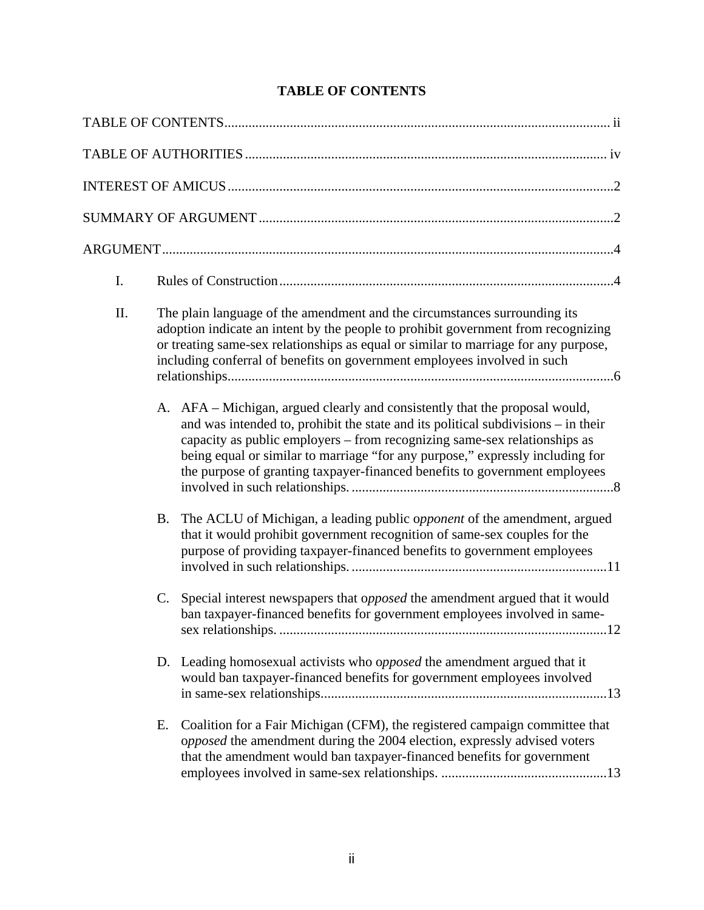# TABLE OF CONTENTS

TABLE OF CONTENTS ........................................................................................................ ii

TABLE OF AUTHORITIES ................................................................................................ iv

INTEREST OF AMICUS .......................................................................................................2

SUMMARY OF ARGUMENT ...............................................................................................2

ARGUMENT ...........................................................................................................................4

I. Rules of Construction ...........................................................................................4

II. The plain language of the amendment and the circumstances surrounding its adoption indicate an intent by the people to prohibit government from recognizing or treating same-sex relationships as equal or similar to marriage for any purpose, including conferral of benefits on government employees involved in such relationships.......................................................................................................6

A. AFA – Michigan, argued clearly and consistently that the proposal would, and was intended to, prohibit the state and its political subdivisions – in their capacity as public employers – from recognizing same-sex relationships as being equal or similar to marriage "for any purpose," expressly including for the purpose of granting taxpayer-financed benefits to government employees involved in such relationships. ...........................................................................8

B. The ACLU of Michigan, a leading public o*pponent* of the amendment, argued that it would prohibit government recognition of same-sex couples for the purpose of providing taxpayer-financed benefits to government employees involved in such relationships. .........................................................................11

C. Special interest newspapers that o*pposed* the amendment argued that it would ban taxpayer-financed benefits for government employees involved in same-sex relationships. ..............................................................................................12

D. Leading homosexual activists who o*pposed* the amendment argued that it would ban taxpayer-financed benefits for government employees involved in same-sex relationships..................................................................................13

E. Coalition for a Fair Michigan (CFM), the registered campaign committee that o*pposed* the amendment during the 2004 election, expressly advised voters that the amendment would ban taxpayer-financed benefits for government employees involved in same-sex relationships. ...............................................13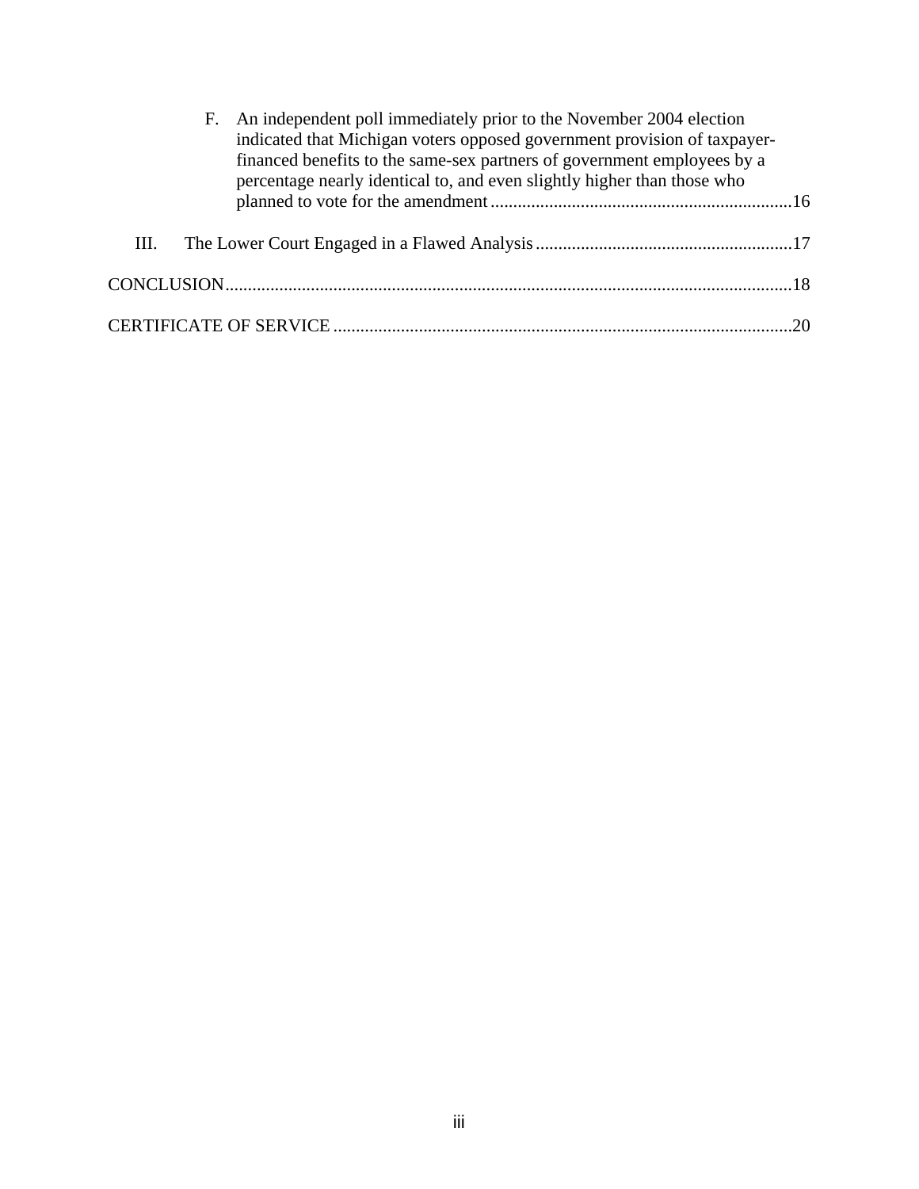F. An independent poll immediately prior to the November 2004 election indicated that Michigan voters opposed government provision of taxpayer-financed benefits to the same-sex partners of government employees by a percentage nearly identical to, and even slightly higher than those who planned to vote for the amendment....................................................................16

III. The Lower Court Engaged in a Flawed Analysis.........................................................17

CONCLUSION...........................................................................................................................18

CERTIFICATE OF SERVICE.....................................................................................................20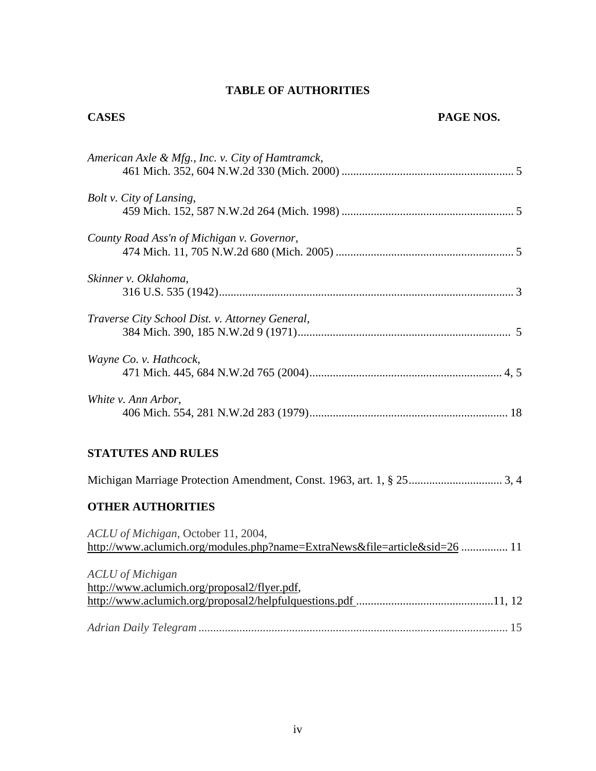# TABLE OF AUTHORITIES

**CASES** **PAGE NOS.**

*American Axle & Mfg., Inc. v. City of Hamtramck*,
461 Mich. 352, 604 N.W.2d 330 (Mich. 2000) .......................................................... 5

*Bolt v. City of Lansing*,
459 Mich. 152, 587 N.W.2d 264 (Mich. 1998) .......................................................... 5

*County Road Ass'n of Michigan v. Governor*,
474 Mich. 11, 705 N.W.2d 680 (Mich. 2005) ............................................................ 5

*Skinner v. Oklahoma*,
316 U.S. 535 (1942)..................................................................................................... 3

*Traverse City School Dist. v. Attorney General*,
384 Mich. 390, 185 N.W.2d 9 (1971)......................................................................... 5

*Wayne Co. v. Hathcock*,
471 Mich. 445, 684 N.W.2d 765 (2004)................................................................. 4, 5

*White v. Ann Arbor*,
406 Mich. 554, 281 N.W.2d 283 (1979)................................................................... 18

**STATUTES AND RULES**

Michigan Marriage Protection Amendment, Const. 1963, art. 1, § 25................................ 3, 4

**OTHER AUTHORITIES**

*ACLU of Michigan*, October 11, 2004,
http://www.aclumich.org/modules.php?name=ExtraNews&file=article&sid=26 ................ 11

*ACLU of Michigan*
http://www.aclumich.org/proposal2/flyer.pdf,
http://www.aclumich.org/proposal2/helpfulquestions.pdf ..............................................11, 12

*Adrian Daily Telegram* ......................................................................................................... 15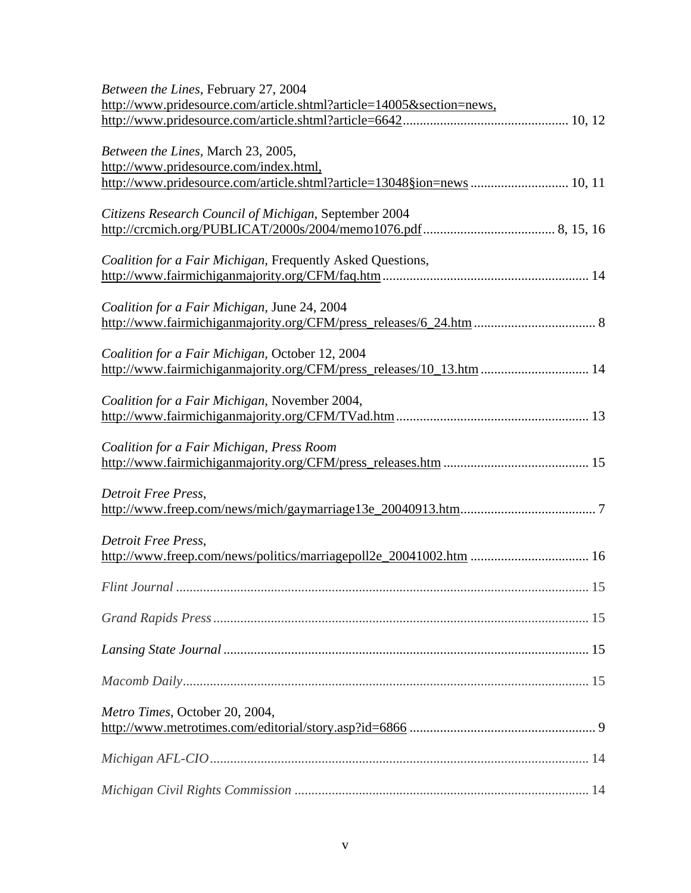*Between the Lines*, February 27, 2004
http://www.pridesource.com/article.shtml?article=14005&section=news,
http://www.pridesource.com/article.shtml?article=6642 ................................................ 10, 12

*Between the Lines*, March 23, 2005,
http://www.pridesource.com/index.html,
http://www.pridesource.com/article.shtml?article=13048§ion=news ............................ 10, 11

*Citizens Research Council of Michigan*, September 2004
http://crcmich.org/PUBLICAT/2000s/2004/memo1076.pdf ....................................... 8, 15, 16

*Coalition for a Fair Michigan*, Frequently Asked Questions,
http://www.fairmichiganmajority.org/CFM/faq.htm ............................................................ 14

*Coalition for a Fair Michigan*, June 24, 2004
http://www.fairmichiganmajority.org/CFM/press_releases/6_24.htm ................................... 8

*Coalition for a Fair Michigan*, October 12, 2004
http://www.fairmichiganmajority.org/CFM/press_releases/10_13.htm ............................... 14

*Coalition for a Fair Michigan*, November 2004,
http://www.fairmichiganmajority.org/CFM/TVad.htm ......................................................... 13

*Coalition for a Fair Michigan, Press Room*
http://www.fairmichiganmajority.org/CFM/press_releases.htm ........................................... 15

*Detroit Free Press*,
http://www.freep.com/news/mich/gaymarriage13e_20040913.htm........................................ 7

*Detroit Free Press*,
http://www.freep.com/news/politics/marriagepoll2e_20041002.htm .................................. 16

*Flint Journal* .......................................................................................................................... 15

*Grand Rapids Press* .............................................................................................................. 15

*Lansing State Journal* ........................................................................................................... 15

*Macomb Daily* ........................................................................................................................ 15

*Metro Times*, October 20, 2004,
http://www.metrotimes.com/editorial/story.asp?id=6866 ...................................................... 9

*Michigan AFL-CIO* ................................................................................................................ 14

*Michigan Civil Rights Commission* ...................................................................................... 14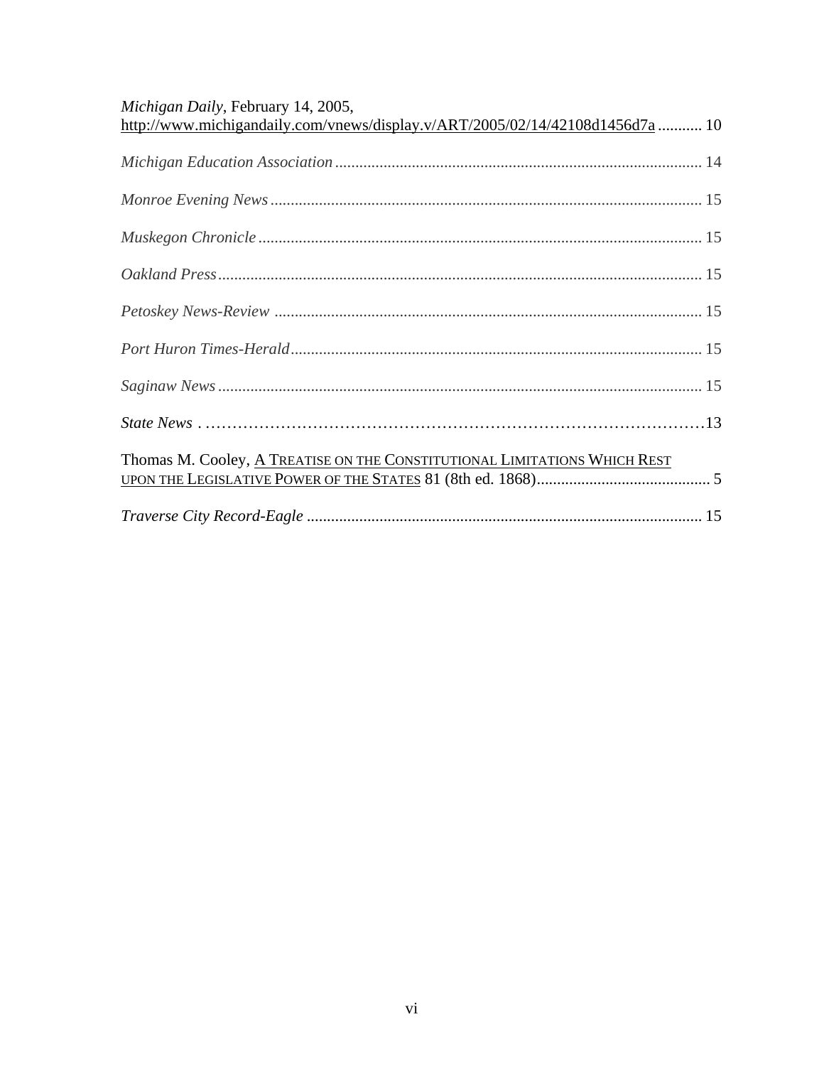*Michigan Daily*, February 14, 2005, http://www.michigandaily.com/vnews/display.v/ART/2005/02/14/42108d1456d7a ........... 10

*Michigan Education Association* ........................................................................................ 14

*Monroe Evening News* .................................................................................................... 15

*Muskegon Chronicle* ........................................................................................................ 15

*Oakland Press* .................................................................................................................. 15

*Petoskey News-Review* .................................................................................................... 15

*Port Huron Times-Herald* ................................................................................................ 15

*Saginaw News* .................................................................................................................. 15

*State News* . ………………………………………………………………………………13

Thomas M. Cooley, A TREATISE ON THE CONSTITUTIONAL LIMITATIONS WHICH REST UPON THE LEGISLATIVE POWER OF THE STATES 81 (8th ed. 1868).......................................... 5

*Traverse City Record-Eagle* ............................................................................................... 15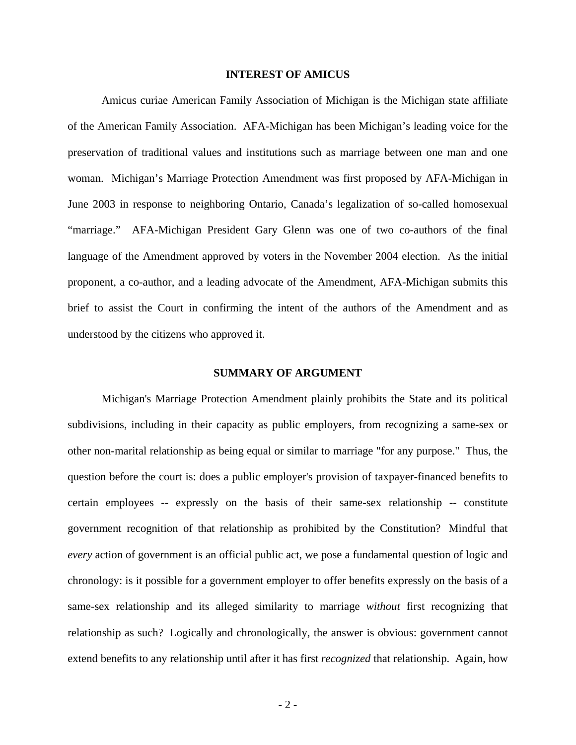## INTEREST OF AMICUS

Amicus curiae American Family Association of Michigan is the Michigan state affiliate of the American Family Association. AFA-Michigan has been Michigan's leading voice for the preservation of traditional values and institutions such as marriage between one man and one woman. Michigan's Marriage Protection Amendment was first proposed by AFA-Michigan in June 2003 in response to neighboring Ontario, Canada's legalization of so-called homosexual "marriage." AFA-Michigan President Gary Glenn was one of two co-authors of the final language of the Amendment approved by voters in the November 2004 election. As the initial proponent, a co-author, and a leading advocate of the Amendment, AFA-Michigan submits this brief to assist the Court in confirming the intent of the authors of the Amendment and as understood by the citizens who approved it.

## SUMMARY OF ARGUMENT

Michigan's Marriage Protection Amendment plainly prohibits the State and its political subdivisions, including in their capacity as public employers, from recognizing a same-sex or other non-marital relationship as being equal or similar to marriage "for any purpose." Thus, the question before the court is: does a public employer's provision of taxpayer-financed benefits to certain employees -- expressly on the basis of their same-sex relationship -- constitute government recognition of that relationship as prohibited by the Constitution? Mindful that *every* action of government is an official public act, we pose a fundamental question of logic and chronology: is it possible for a government employer to offer benefits expressly on the basis of a same-sex relationship and its alleged similarity to marriage *without* first recognizing that relationship as such? Logically and chronologically, the answer is obvious: government cannot extend benefits to any relationship until after it has first *recognized* that relationship. Again, how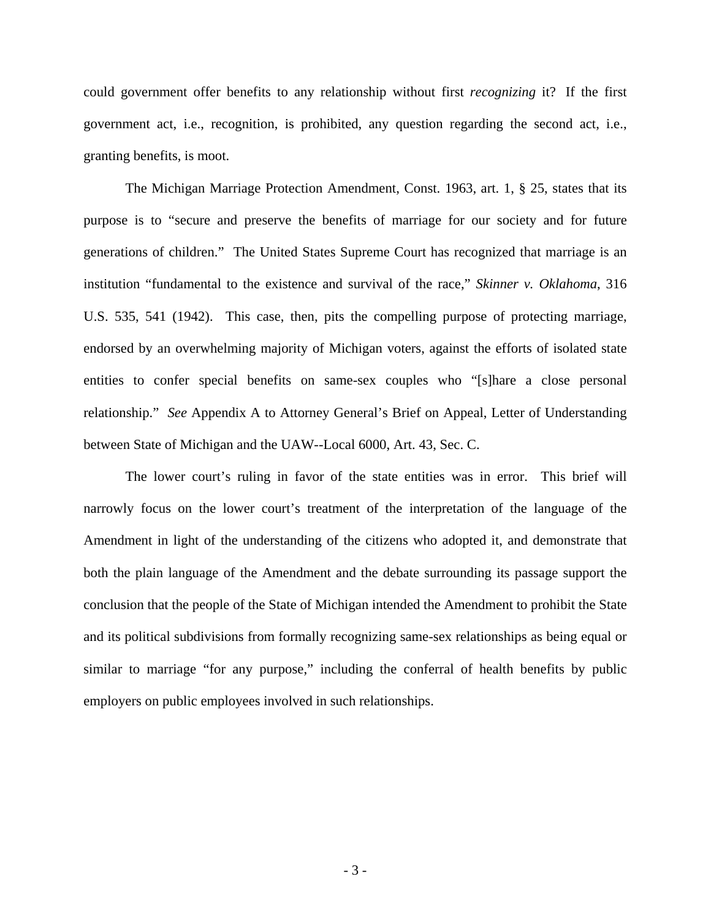could government offer benefits to any relationship without first *recognizing* it? If the first government act, i.e., recognition, is prohibited, any question regarding the second act, i.e., granting benefits, is moot.

The Michigan Marriage Protection Amendment, Const. 1963, art. 1, § 25, states that its purpose is to "secure and preserve the benefits of marriage for our society and for future generations of children." The United States Supreme Court has recognized that marriage is an institution "fundamental to the existence and survival of the race," *Skinner v. Oklahoma*, 316 U.S. 535, 541 (1942). This case, then, pits the compelling purpose of protecting marriage, endorsed by an overwhelming majority of Michigan voters, against the efforts of isolated state entities to confer special benefits on same-sex couples who "[s]hare a close personal relationship." *See* Appendix A to Attorney General's Brief on Appeal, Letter of Understanding between State of Michigan and the UAW--Local 6000, Art. 43, Sec. C.

The lower court's ruling in favor of the state entities was in error. This brief will narrowly focus on the lower court's treatment of the interpretation of the language of the Amendment in light of the understanding of the citizens who adopted it, and demonstrate that both the plain language of the Amendment and the debate surrounding its passage support the conclusion that the people of the State of Michigan intended the Amendment to prohibit the State and its political subdivisions from formally recognizing same-sex relationships as being equal or similar to marriage "for any purpose," including the conferral of health benefits by public employers on public employees involved in such relationships.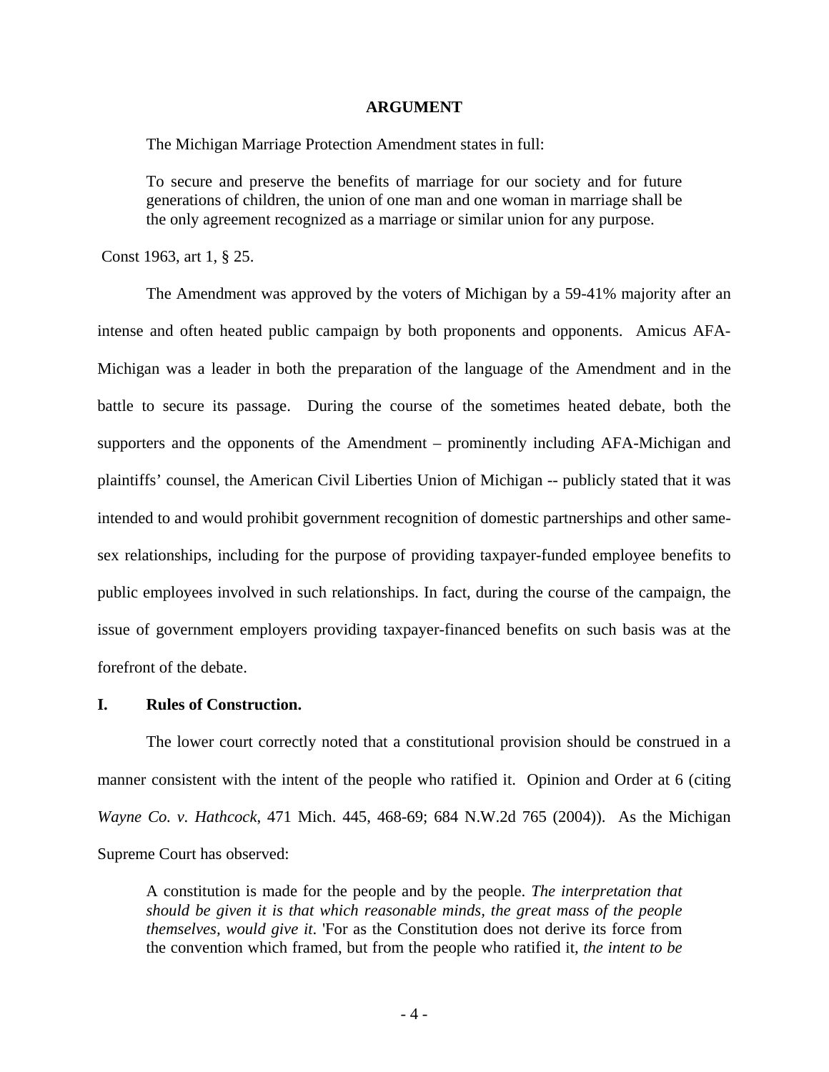## ARGUMENT

The Michigan Marriage Protection Amendment states in full:

> To secure and preserve the benefits of marriage for our society and for future generations of children, the union of one man and one woman in marriage shall be the only agreement recognized as a marriage or similar union for any purpose.

Const 1963, art 1, § 25.

The Amendment was approved by the voters of Michigan by a 59-41% majority after an intense and often heated public campaign by both proponents and opponents. Amicus AFA-Michigan was a leader in both the preparation of the language of the Amendment and in the battle to secure its passage. During the course of the sometimes heated debate, both the supporters and the opponents of the Amendment – prominently including AFA-Michigan and plaintiffs' counsel, the American Civil Liberties Union of Michigan -- publicly stated that it was intended to and would prohibit government recognition of domestic partnerships and other same-sex relationships, including for the purpose of providing taxpayer-funded employee benefits to public employees involved in such relationships. In fact, during the course of the campaign, the issue of government employers providing taxpayer-financed benefits on such basis was at the forefront of the debate.

### I. Rules of Construction.

The lower court correctly noted that a constitutional provision should be construed in a manner consistent with the intent of the people who ratified it. Opinion and Order at 6 (citing *Wayne Co. v. Hathcock*, 471 Mich. 445, 468-69; 684 N.W.2d 765 (2004)). As the Michigan Supreme Court has observed:

> A constitution is made for the people and by the people. *The interpretation that should be given it is that which reasonable minds, the great mass of the people themselves, would give it.* 'For as the Constitution does not derive its force from the convention which framed, but from the people who ratified it, *the intent to be*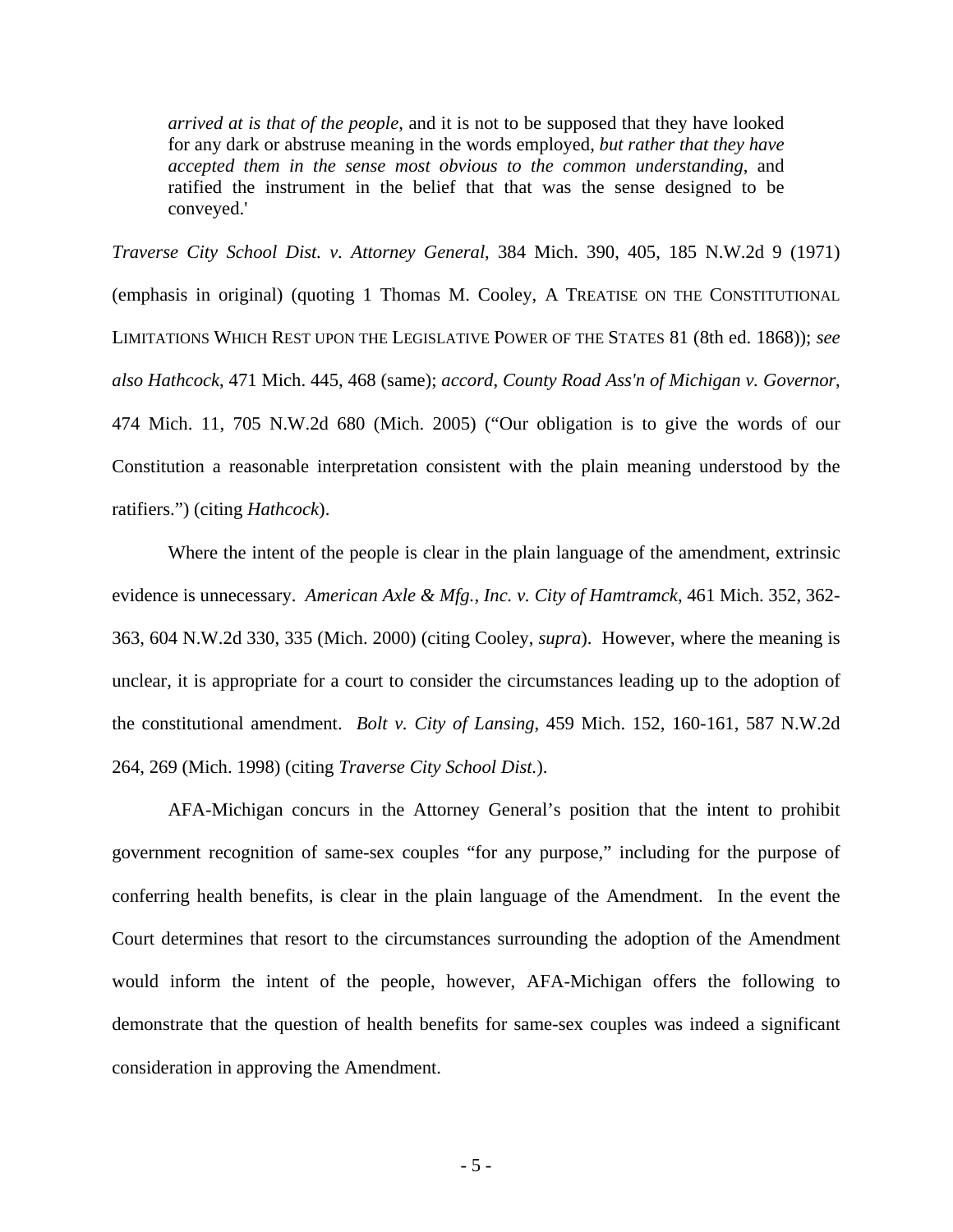> *arrived at is that of the people*, and it is not to be supposed that they have looked for any dark or abstruse meaning in the words employed, *but rather that they have accepted them in the sense most obvious to the common understanding*, and ratified the instrument in the belief that that was the sense designed to be conveyed.'

*Traverse City School Dist. v. Attorney General*, 384 Mich. 390, 405, 185 N.W.2d 9 (1971) (emphasis in original) (quoting 1 Thomas M. Cooley, A TREATISE ON THE CONSTITUTIONAL LIMITATIONS WHICH REST UPON THE LEGISLATIVE POWER OF THE STATES 81 (8th ed. 1868)); *see also Hathcock*, 471 Mich. 445, 468 (same); *accord*, *County Road Ass'n of Michigan v. Governor*, 474 Mich. 11, 705 N.W.2d 680 (Mich. 2005) ("Our obligation is to give the words of our Constitution a reasonable interpretation consistent with the plain meaning understood by the ratifiers.") (citing *Hathcock*).

Where the intent of the people is clear in the plain language of the amendment, extrinsic evidence is unnecessary. *American Axle & Mfg., Inc. v. City of Hamtramck*, 461 Mich. 352, 362-363, 604 N.W.2d 330, 335 (Mich. 2000) (citing Cooley, *supra*). However, where the meaning is unclear, it is appropriate for a court to consider the circumstances leading up to the adoption of the constitutional amendment. *Bolt v. City of Lansing*, 459 Mich. 152, 160-161, 587 N.W.2d 264, 269 (Mich. 1998) (citing *Traverse City School Dist.*).

AFA-Michigan concurs in the Attorney General's position that the intent to prohibit government recognition of same-sex couples "for any purpose," including for the purpose of conferring health benefits, is clear in the plain language of the Amendment. In the event the Court determines that resort to the circumstances surrounding the adoption of the Amendment would inform the intent of the people, however, AFA-Michigan offers the following to demonstrate that the question of health benefits for same-sex couples was indeed a significant consideration in approving the Amendment.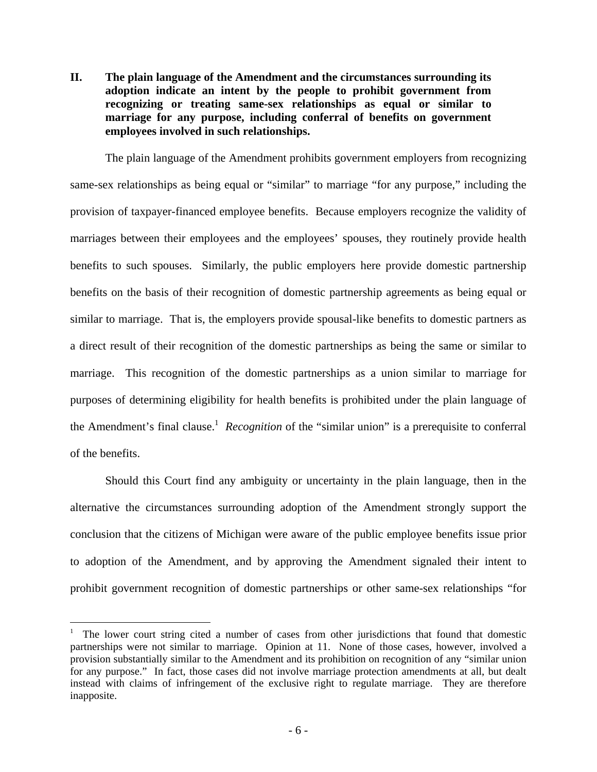## II. The plain language of the Amendment and the circumstances surrounding its adoption indicate an intent by the people to prohibit government from recognizing or treating same-sex relationships as equal or similar to marriage for any purpose, including conferral of benefits on government employees involved in such relationships.

The plain language of the Amendment prohibits government employers from recognizing same-sex relationships as being equal or "similar" to marriage "for any purpose," including the provision of taxpayer-financed employee benefits. Because employers recognize the validity of marriages between their employees and the employees' spouses, they routinely provide health benefits to such spouses. Similarly, the public employers here provide domestic partnership benefits on the basis of their recognition of domestic partnership agreements as being equal or similar to marriage. That is, the employers provide spousal-like benefits to domestic partners as a direct result of their recognition of the domestic partnerships as being the same or similar to marriage. This recognition of the domestic partnerships as a union similar to marriage for purposes of determining eligibility for health benefits is prohibited under the plain language of the Amendment's final clause.[1] *Recognition* of the "similar union" is a prerequisite to conferral of the benefits.

Should this Court find any ambiguity or uncertainty in the plain language, then in the alternative the circumstances surrounding adoption of the Amendment strongly support the conclusion that the citizens of Michigan were aware of the public employee benefits issue prior to adoption of the Amendment, and by approving the Amendment signaled their intent to prohibit government recognition of domestic partnerships or other same-sex relationships "for

---

[1] The lower court string cited a number of cases from other jurisdictions that found that domestic partnerships were not similar to marriage. Opinion at 11. None of those cases, however, involved a provision substantially similar to the Amendment and its prohibition on recognition of any "similar union for any purpose." In fact, those cases did not involve marriage protection amendments at all, but dealt instead with claims of infringement of the exclusive right to regulate marriage. They are therefore inapposite.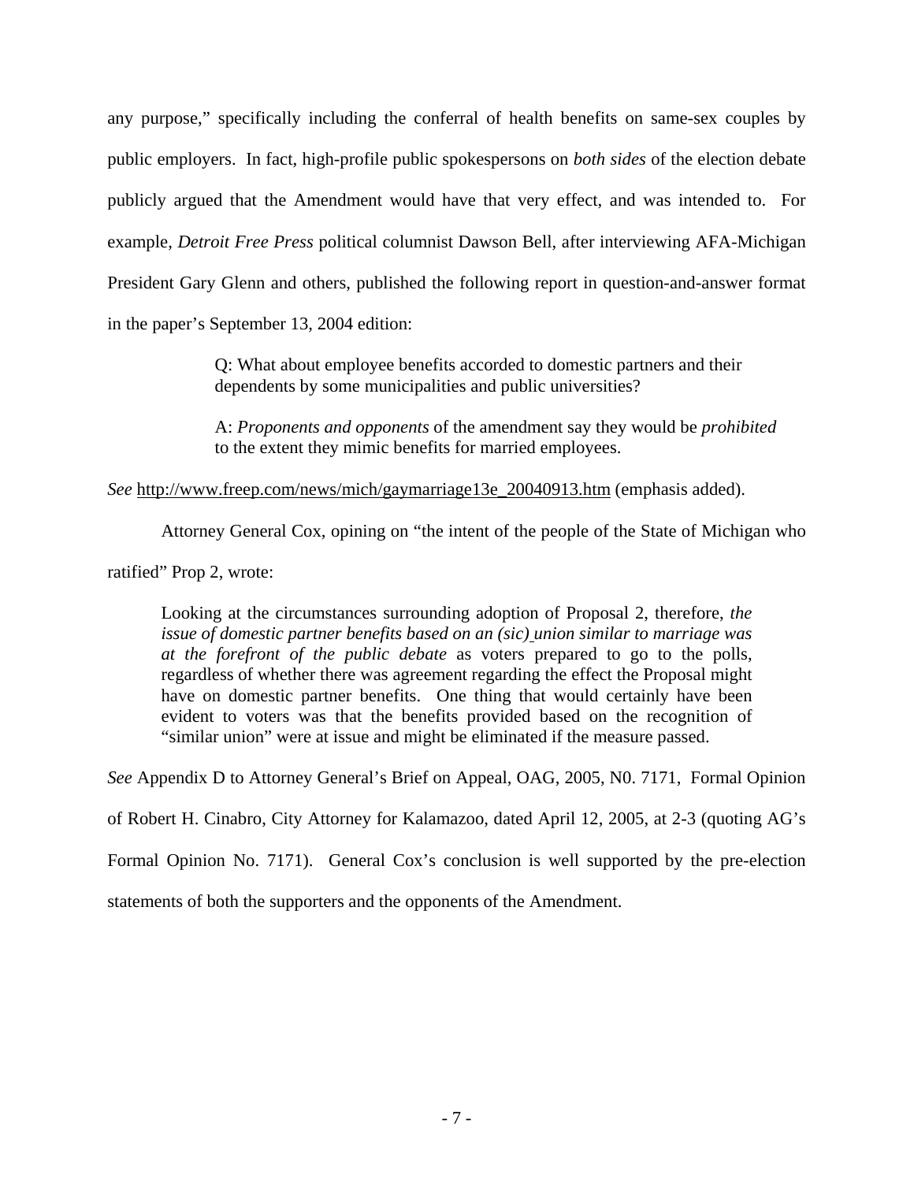any purpose," specifically including the conferral of health benefits on same-sex couples by public employers. In fact, high-profile public spokespersons on *both sides* of the election debate publicly argued that the Amendment would have that very effect, and was intended to. For example, *Detroit Free Press* political columnist Dawson Bell, after interviewing AFA-Michigan President Gary Glenn and others, published the following report in question-and-answer format in the paper's September 13, 2004 edition:

> Q: What about employee benefits accorded to domestic partners and their dependents by some municipalities and public universities?
>
> A: *Proponents and opponents* of the amendment say they would be *prohibited* to the extent they mimic benefits for married employees.

*See* http://www.freep.com/news/mich/gaymarriage13e_20040913.htm (emphasis added).

Attorney General Cox, opining on "the intent of the people of the State of Michigan who ratified" Prop 2, wrote:

> Looking at the circumstances surrounding adoption of Proposal 2, therefore, *the issue of domestic partner benefits based on an (sic) union similar to marriage was at the forefront of the public debate* as voters prepared to go to the polls, regardless of whether there was agreement regarding the effect the Proposal might have on domestic partner benefits. One thing that would certainly have been evident to voters was that the benefits provided based on the recognition of "similar union" were at issue and might be eliminated if the measure passed.

*See* Appendix D to Attorney General's Brief on Appeal, OAG, 2005, N0. 7171, Formal Opinion of Robert H. Cinabro, City Attorney for Kalamazoo, dated April 12, 2005, at 2-3 (quoting AG's Formal Opinion No. 7171). General Cox's conclusion is well supported by the pre-election statements of both the supporters and the opponents of the Amendment.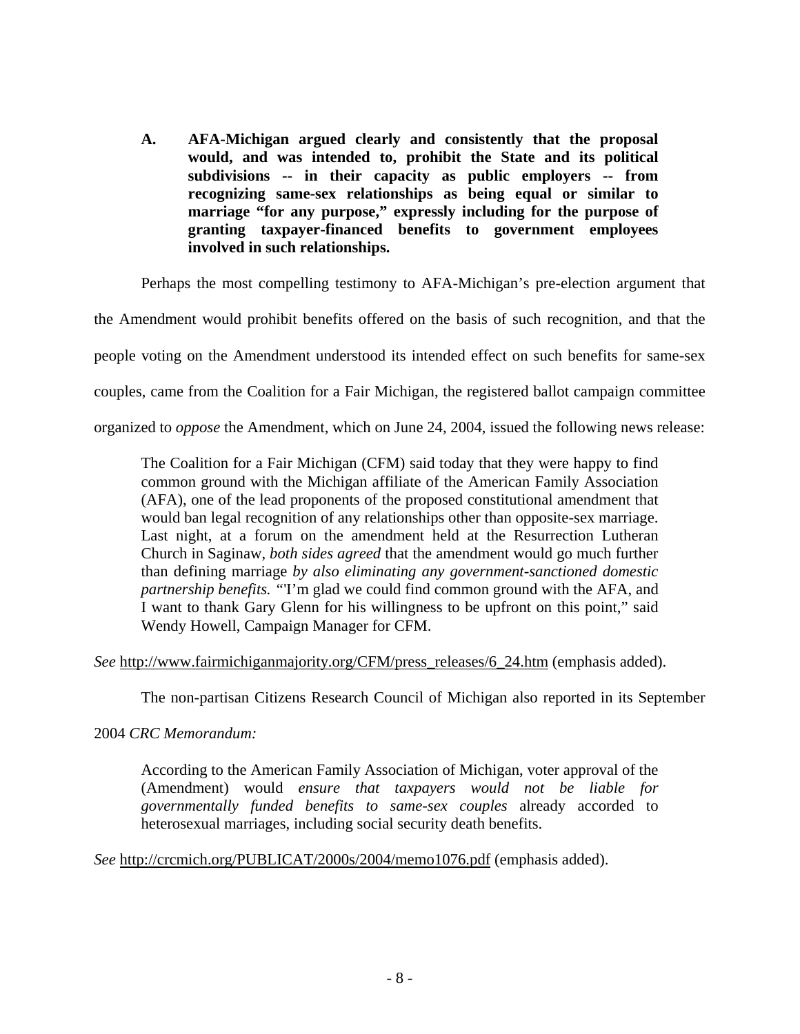**A. AFA-Michigan argued clearly and consistently that the proposal would, and was intended to, prohibit the State and its political subdivisions -- in their capacity as public employers -- from recognizing same-sex relationships as being equal or similar to marriage "for any purpose," expressly including for the purpose of granting taxpayer-financed benefits to government employees involved in such relationships.**

Perhaps the most compelling testimony to AFA-Michigan's pre-election argument that the Amendment would prohibit benefits offered on the basis of such recognition, and that the people voting on the Amendment understood its intended effect on such benefits for same-sex couples, came from the Coalition for a Fair Michigan, the registered ballot campaign committee organized to *oppose* the Amendment, which on June 24, 2004, issued the following news release:

> The Coalition for a Fair Michigan (CFM) said today that they were happy to find common ground with the Michigan affiliate of the American Family Association (AFA), one of the lead proponents of the proposed constitutional amendment that would ban legal recognition of any relationships other than opposite-sex marriage. Last night, at a forum on the amendment held at the Resurrection Lutheran Church in Saginaw, *both sides agreed* that the amendment would go much further than defining marriage *by also eliminating any government-sanctioned domestic partnership benefits.* "I'm glad we could find common ground with the AFA, and I want to thank Gary Glenn for his willingness to be upfront on this point," said Wendy Howell, Campaign Manager for CFM.

*See* http://www.fairmichiganmajority.org/CFM/press_releases/6_24.htm (emphasis added).

The non-partisan Citizens Research Council of Michigan also reported in its September 2004 *CRC Memorandum:*

> According to the American Family Association of Michigan, voter approval of the (Amendment) would *ensure that taxpayers would not be liable for governmentally funded benefits to same-sex couples* already accorded to heterosexual marriages, including social security death benefits.

*See* http://crcmich.org/PUBLICAT/2000s/2004/memo1076.pdf (emphasis added).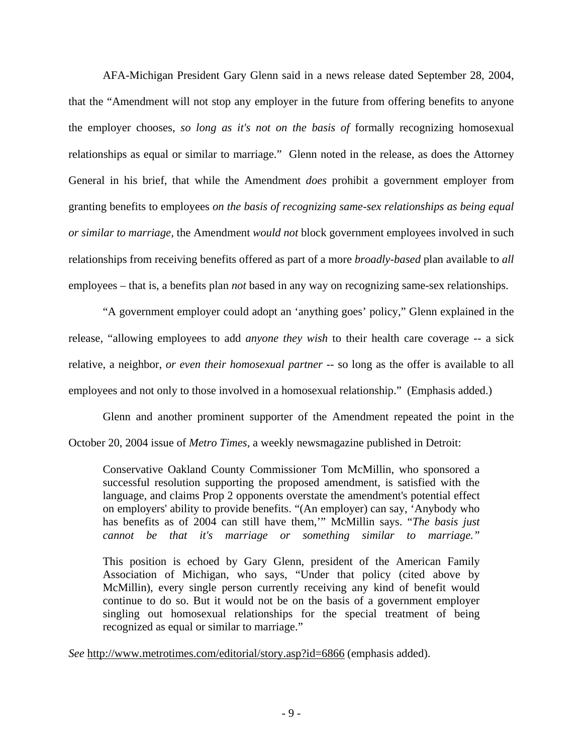AFA-Michigan President Gary Glenn said in a news release dated September 28, 2004, that the "Amendment will not stop any employer in the future from offering benefits to anyone the employer chooses, *so long as it's not on the basis of* formally recognizing homosexual relationships as equal or similar to marriage." Glenn noted in the release, as does the Attorney General in his brief, that while the Amendment *does* prohibit a government employer from granting benefits to employees *on the basis of recognizing same-sex relationships as being equal or similar to marriage,* the Amendment *would not* block government employees involved in such relationships from receiving benefits offered as part of a more *broadly-based* plan available to *all* employees – that is, a benefits plan *not* based in any way on recognizing same-sex relationships.

"A government employer could adopt an 'anything goes' policy," Glenn explained in the release, "allowing employees to add *anyone they wish* to their health care coverage -- a sick relative, a neighbor, *or even their homosexual partner* -- so long as the offer is available to all employees and not only to those involved in a homosexual relationship." (Emphasis added.)

Glenn and another prominent supporter of the Amendment repeated the point in the October 20, 2004 issue of *Metro Times,* a weekly newsmagazine published in Detroit:

> Conservative Oakland County Commissioner Tom McMillin, who sponsored a successful resolution supporting the proposed amendment, is satisfied with the language, and claims Prop 2 opponents overstate the amendment's potential effect on employers' ability to provide benefits. "(An employer) can say, 'Anybody who has benefits as of 2004 can still have them,'" McMillin says. "*The basis just cannot be that it's marriage or something similar to marriage.*"
>
> This position is echoed by Gary Glenn, president of the American Family Association of Michigan, who says, "Under that policy (cited above by McMillin), every single person currently receiving any kind of benefit would continue to do so. But it would not be on the basis of a government employer singling out homosexual relationships for the special treatment of being recognized as equal or similar to marriage."

*See* http://www.metrotimes.com/editorial/story.asp?id=6866 (emphasis added).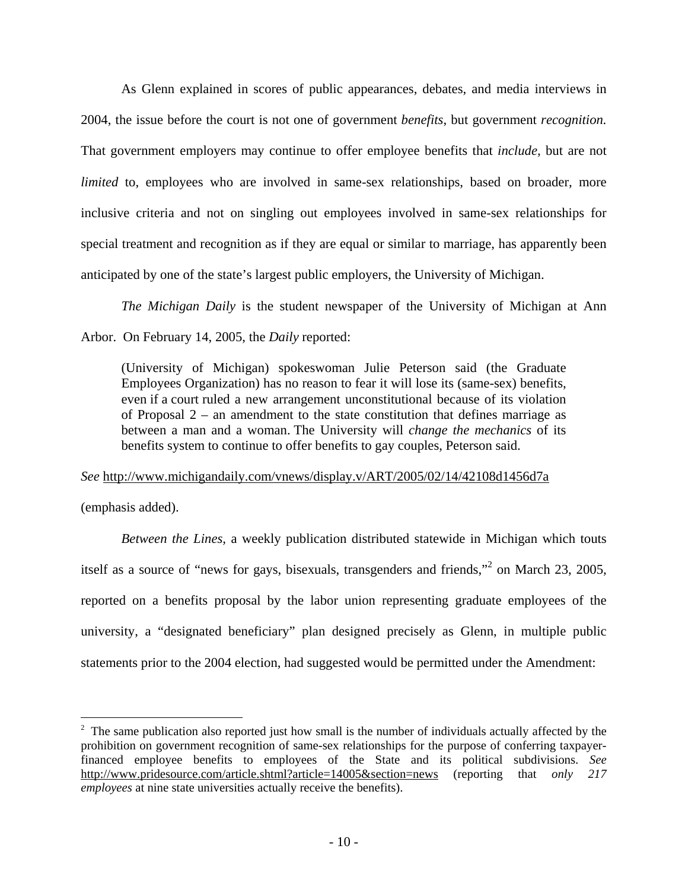As Glenn explained in scores of public appearances, debates, and media interviews in 2004, the issue before the court is not one of government *benefits*, but government *recognition.* That government employers may continue to offer employee benefits that *include*, but are not *limited* to, employees who are involved in same-sex relationships, based on broader, more inclusive criteria and not on singling out employees involved in same-sex relationships for special treatment and recognition as if they are equal or similar to marriage, has apparently been anticipated by one of the state's largest public employers, the University of Michigan.

*The Michigan Daily* is the student newspaper of the University of Michigan at Ann Arbor. On February 14, 2005, the *Daily* reported:

> (University of Michigan) spokeswoman Julie Peterson said (the Graduate Employees Organization) has no reason to fear it will lose its (same-sex) benefits, even if a court ruled a new arrangement unconstitutional because of its violation of Proposal 2 – an amendment to the state constitution that defines marriage as between a man and a woman. The University will *change the mechanics* of its benefits system to continue to offer benefits to gay couples, Peterson said.

*See* http://www.michigandaily.com/vnews/display.v/ART/2005/02/14/42108d1456d7a (emphasis added).

*Between the Lines*, a weekly publication distributed statewide in Michigan which touts itself as a source of "news for gays, bisexuals, transgenders and friends,"[2] on March 23, 2005, reported on a benefits proposal by the labor union representing graduate employees of the university, a "designated beneficiary" plan designed precisely as Glenn, in multiple public statements prior to the 2004 election, had suggested would be permitted under the Amendment:

---

[2] The same publication also reported just how small is the number of individuals actually affected by the prohibition on government recognition of same-sex relationships for the purpose of conferring taxpayer-financed employee benefits to employees of the State and its political subdivisions. *See* http://www.pridesource.com/article.shtml?article=14005&section=news (reporting that *only 217 employees* at nine state universities actually receive the benefits).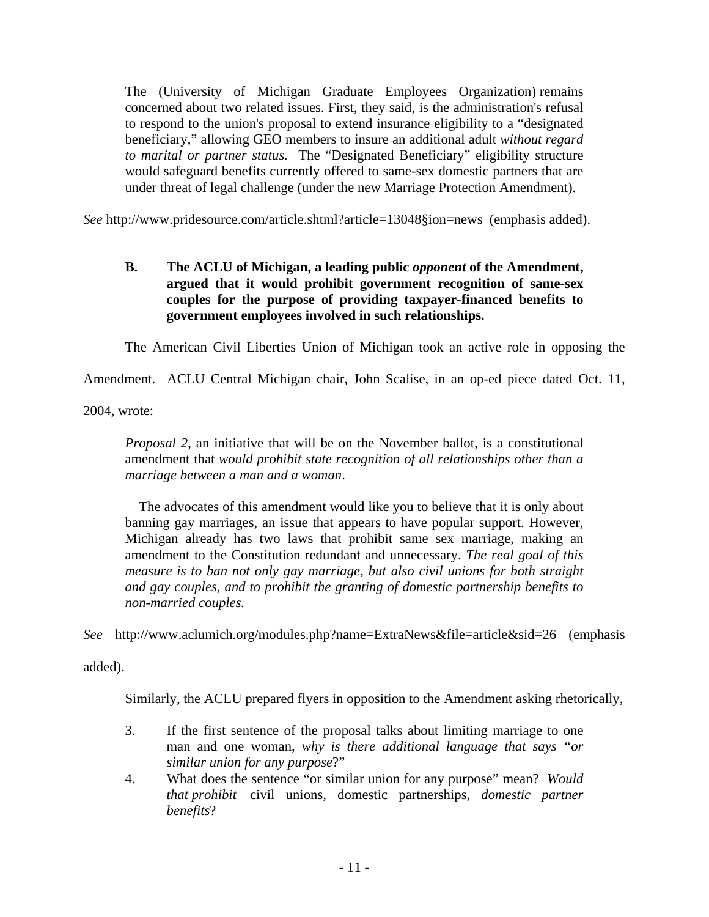> The (University of Michigan Graduate Employees Organization) remains concerned about two related issues. First, they said, is the administration's refusal to respond to the union's proposal to extend insurance eligibility to a "designated beneficiary," allowing GEO members to insure an additional adult *without regard to marital or partner status.* The "Designated Beneficiary" eligibility structure would safeguard benefits currently offered to same-sex domestic partners that are under threat of legal challenge (under the new Marriage Protection Amendment).

*See* http://www.pridesource.com/article.shtml?article=13048§ion=news (emphasis added).

### B. The ACLU of Michigan, a leading public *opponent* of the Amendment, argued that it would prohibit government recognition of same-sex couples for the purpose of providing taxpayer-financed benefits to government employees involved in such relationships.

The American Civil Liberties Union of Michigan took an active role in opposing the Amendment. ACLU Central Michigan chair, John Scalise, in an op-ed piece dated Oct. 11, 2004, wrote:

> *Proposal 2*, an initiative that will be on the November ballot, is a constitutional amendment that *would prohibit state recognition of all relationships other than a marriage between a man and a woman*.
>
> The advocates of this amendment would like you to believe that it is only about banning gay marriages, an issue that appears to have popular support. However, Michigan already has two laws that prohibit same sex marriage, making an amendment to the Constitution redundant and unnecessary. *The real goal of this measure is to ban not only gay marriage, but also civil unions for both straight and gay couples, and to prohibit the granting of domestic partnership benefits to non-married couples.*

*See* http://www.aclumich.org/modules.php?name=ExtraNews&file=article&sid=26 (emphasis added).

Similarly, the ACLU prepared flyers in opposition to the Amendment asking rhetorically,

> 3. If the first sentence of the proposal talks about limiting marriage to one man and one woman, *why is there additional language that says "or similar union for any purpose*?"
> 4. What does the sentence "or similar union for any purpose" mean? *Would that prohibit* civil unions, domestic partnerships, *domestic partner benefits*?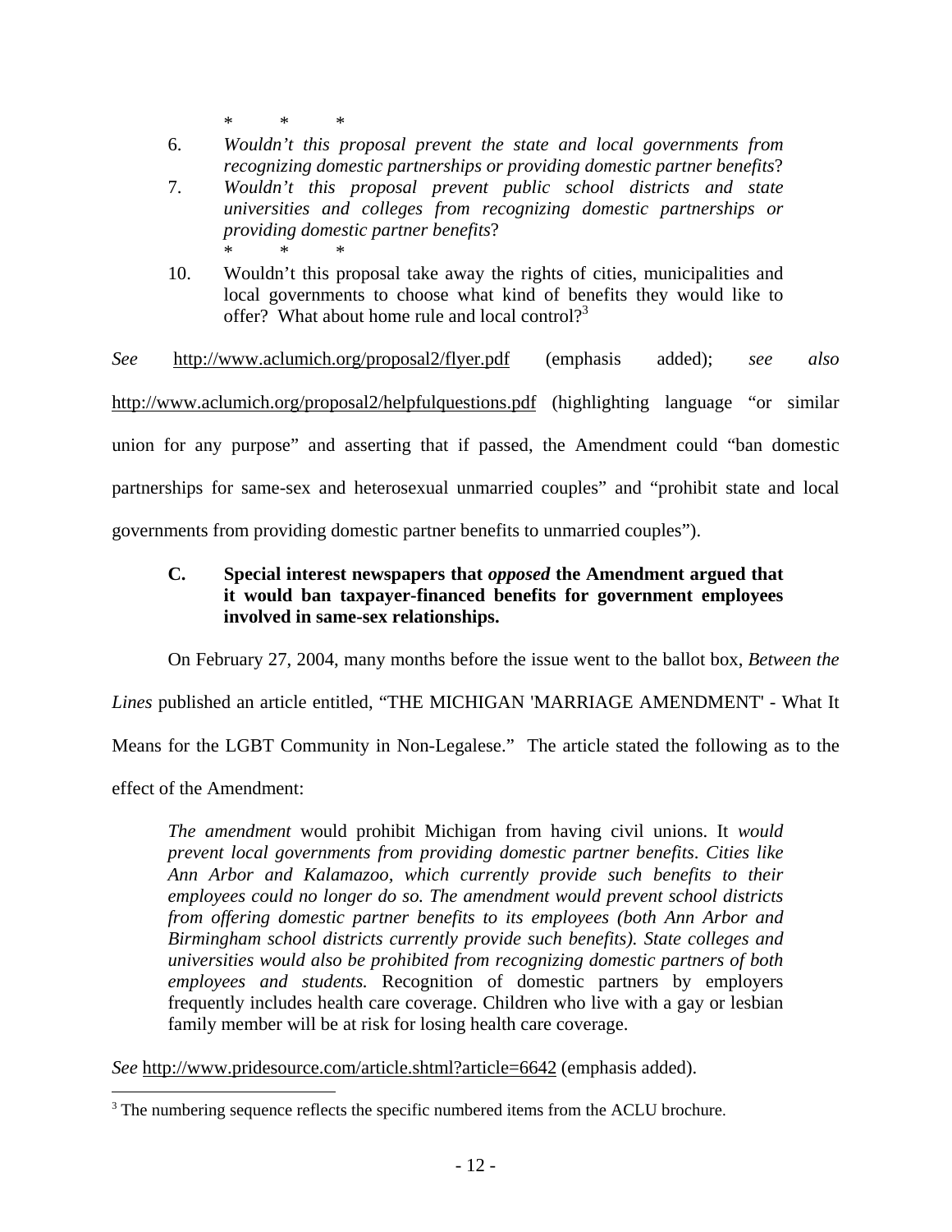\*         \*         \*

6. *Wouldn't this proposal prevent the state and local governments from recognizing domestic partnerships or providing domestic partner benefits*?
7. *Wouldn't this proposal prevent public school districts and state universities and colleges from recognizing domestic partnerships or providing domestic partner benefits*?

   \*         \*         \*

10. Wouldn't this proposal take away the rights of cities, municipalities and local governments to choose what kind of benefits they would like to offer? What about home rule and local control?[3]

*See* http://www.aclumich.org/proposal2/flyer.pdf (emphasis added); *see also* http://www.aclumich.org/proposal2/helpfulquestions.pdf (highlighting language "or similar union for any purpose" and asserting that if passed, the Amendment could "ban domestic partnerships for same-sex and heterosexual unmarried couples" and "prohibit state and local governments from providing domestic partner benefits to unmarried couples").

### C. Special interest newspapers that *opposed* the Amendment argued that it would ban taxpayer-financed benefits for government employees involved in same-sex relationships.

On February 27, 2004, many months before the issue went to the ballot box, *Between the Lines* published an article entitled, "THE MICHIGAN 'MARRIAGE AMENDMENT' - What It Means for the LGBT Community in Non-Legalese." The article stated the following as to the effect of the Amendment:

> *The amendment* would prohibit Michigan from having civil unions. It *would prevent local governments from providing domestic partner benefits. Cities like Ann Arbor and Kalamazoo, which currently provide such benefits to their employees could no longer do so. The amendment would prevent school districts from offering domestic partner benefits to its employees (both Ann Arbor and Birmingham school districts currently provide such benefits). State colleges and universities would also be prohibited from recognizing domestic partners of both employees and students.* Recognition of domestic partners by employers frequently includes health care coverage. Children who live with a gay or lesbian family member will be at risk for losing health care coverage.

*See* http://www.pridesource.com/article.shtml?article=6642 (emphasis added).

[3] The numbering sequence reflects the specific numbered items from the ACLU brochure.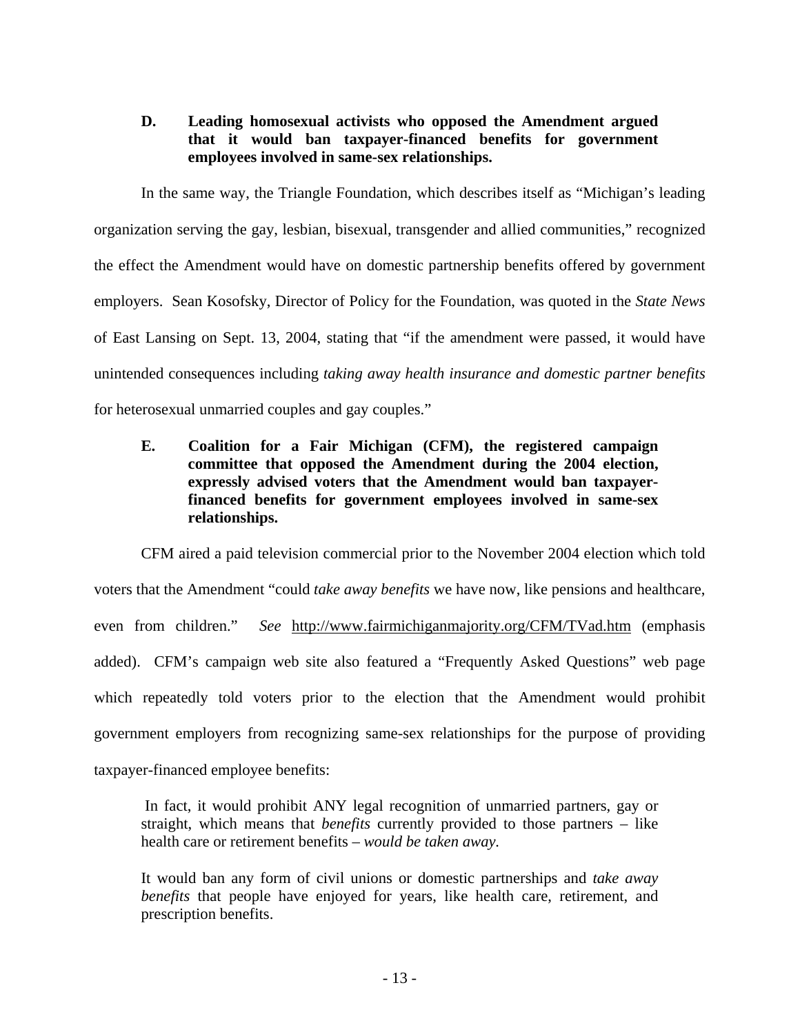**D. Leading homosexual activists who opposed the Amendment argued that it would ban taxpayer-financed benefits for government employees involved in same-sex relationships.**

In the same way, the Triangle Foundation, which describes itself as "Michigan's leading organization serving the gay, lesbian, bisexual, transgender and allied communities," recognized the effect the Amendment would have on domestic partnership benefits offered by government employers. Sean Kosofsky, Director of Policy for the Foundation, was quoted in the *State News* of East Lansing on Sept. 13, 2004, stating that "if the amendment were passed, it would have unintended consequences including *taking away health insurance and domestic partner benefits* for heterosexual unmarried couples and gay couples."

**E. Coalition for a Fair Michigan (CFM), the registered campaign committee that opposed the Amendment during the 2004 election, expressly advised voters that the Amendment would ban taxpayer-financed benefits for government employees involved in same-sex relationships.**

CFM aired a paid television commercial prior to the November 2004 election which told voters that the Amendment "could *take away benefits* we have now, like pensions and healthcare, even from children." *See* http://www.fairmichiganmajority.org/CFM/TVad.htm (emphasis added). CFM's campaign web site also featured a "Frequently Asked Questions" web page which repeatedly told voters prior to the election that the Amendment would prohibit government employers from recognizing same-sex relationships for the purpose of providing taxpayer-financed employee benefits:

> In fact, it would prohibit ANY legal recognition of unmarried partners, gay or straight, which means that *benefits* currently provided to those partners – like health care or retirement benefits – *would be taken away.*
>
> It would ban any form of civil unions or domestic partnerships and *take away benefits* that people have enjoyed for years, like health care, retirement, and prescription benefits.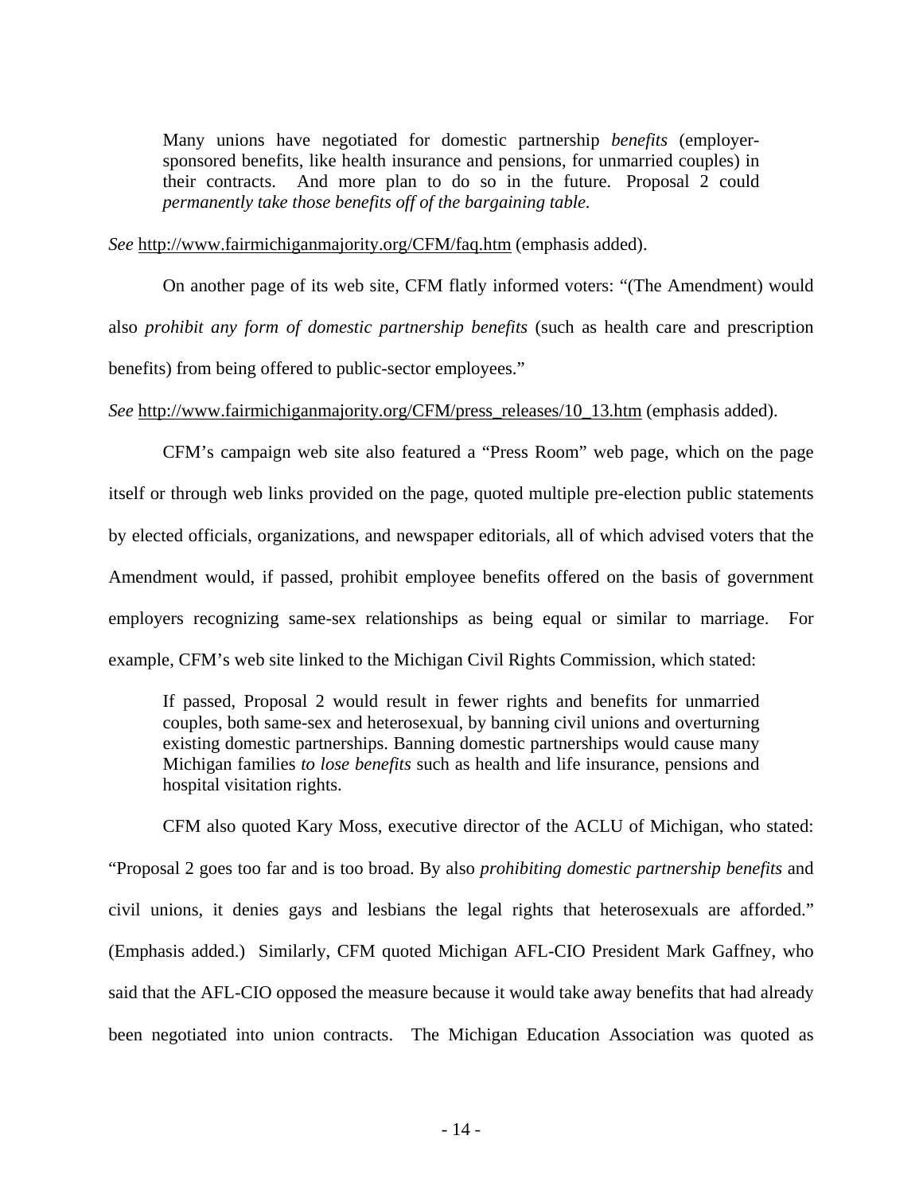> Many unions have negotiated for domestic partnership *benefits* (employer-sponsored benefits, like health insurance and pensions, for unmarried couples) in their contracts. And more plan to do so in the future. Proposal 2 could *permanently take those benefits off of the bargaining table.*

*See* http://www.fairmichiganmajority.org/CFM/faq.htm (emphasis added).

On another page of its web site, CFM flatly informed voters: "(The Amendment) would also *prohibit any form of domestic partnership benefits* (such as health care and prescription benefits) from being offered to public-sector employees."

*See* http://www.fairmichiganmajority.org/CFM/press_releases/10_13.htm (emphasis added).

CFM's campaign web site also featured a "Press Room" web page, which on the page itself or through web links provided on the page, quoted multiple pre-election public statements by elected officials, organizations, and newspaper editorials, all of which advised voters that the Amendment would, if passed, prohibit employee benefits offered on the basis of government employers recognizing same-sex relationships as being equal or similar to marriage. For example, CFM's web site linked to the Michigan Civil Rights Commission, which stated:

> If passed, Proposal 2 would result in fewer rights and benefits for unmarried couples, both same-sex and heterosexual, by banning civil unions and overturning existing domestic partnerships. Banning domestic partnerships would cause many Michigan families *to lose benefits* such as health and life insurance, pensions and hospital visitation rights.

CFM also quoted Kary Moss, executive director of the ACLU of Michigan, who stated: "Proposal 2 goes too far and is too broad. By also *prohibiting domestic partnership benefits* and civil unions, it denies gays and lesbians the legal rights that heterosexuals are afforded." (Emphasis added.) Similarly, CFM quoted Michigan AFL-CIO President Mark Gaffney, who said that the AFL-CIO opposed the measure because it would take away benefits that had already been negotiated into union contracts. The Michigan Education Association was quoted as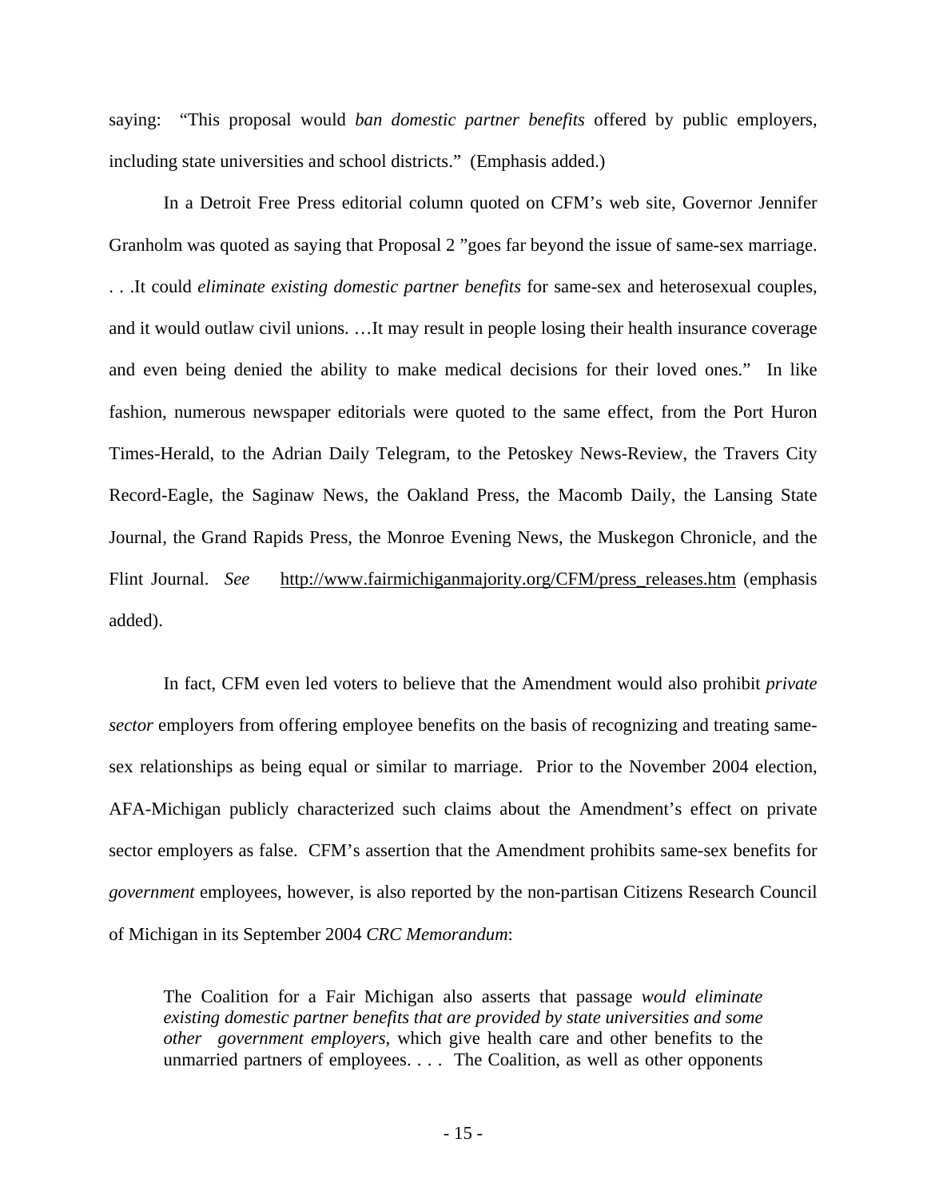saying: "This proposal would *ban domestic partner benefits* offered by public employers, including state universities and school districts." (Emphasis added.)

In a Detroit Free Press editorial column quoted on CFM's web site, Governor Jennifer Granholm was quoted as saying that Proposal 2 "goes far beyond the issue of same-sex marriage. . . .It could *eliminate existing domestic partner benefits* for same-sex and heterosexual couples, and it would outlaw civil unions. …It may result in people losing their health insurance coverage and even being denied the ability to make medical decisions for their loved ones." In like fashion, numerous newspaper editorials were quoted to the same effect, from the Port Huron Times-Herald, to the Adrian Daily Telegram, to the Petoskey News-Review, the Travers City Record-Eagle, the Saginaw News, the Oakland Press, the Macomb Daily, the Lansing State Journal, the Grand Rapids Press, the Monroe Evening News, the Muskegon Chronicle, and the Flint Journal. *See* http://www.fairmichiganmajority.org/CFM/press_releases.htm (emphasis added).

In fact, CFM even led voters to believe that the Amendment would also prohibit *private sector* employers from offering employee benefits on the basis of recognizing and treating same-sex relationships as being equal or similar to marriage. Prior to the November 2004 election, AFA-Michigan publicly characterized such claims about the Amendment's effect on private sector employers as false. CFM's assertion that the Amendment prohibits same-sex benefits for *government* employees, however, is also reported by the non-partisan Citizens Research Council of Michigan in its September 2004 *CRC Memorandum*:

> The Coalition for a Fair Michigan also asserts that passage *would eliminate existing domestic partner benefits that are provided by state universities and some other government employers,* which give health care and other benefits to the unmarried partners of employees. . . . The Coalition, as well as other opponents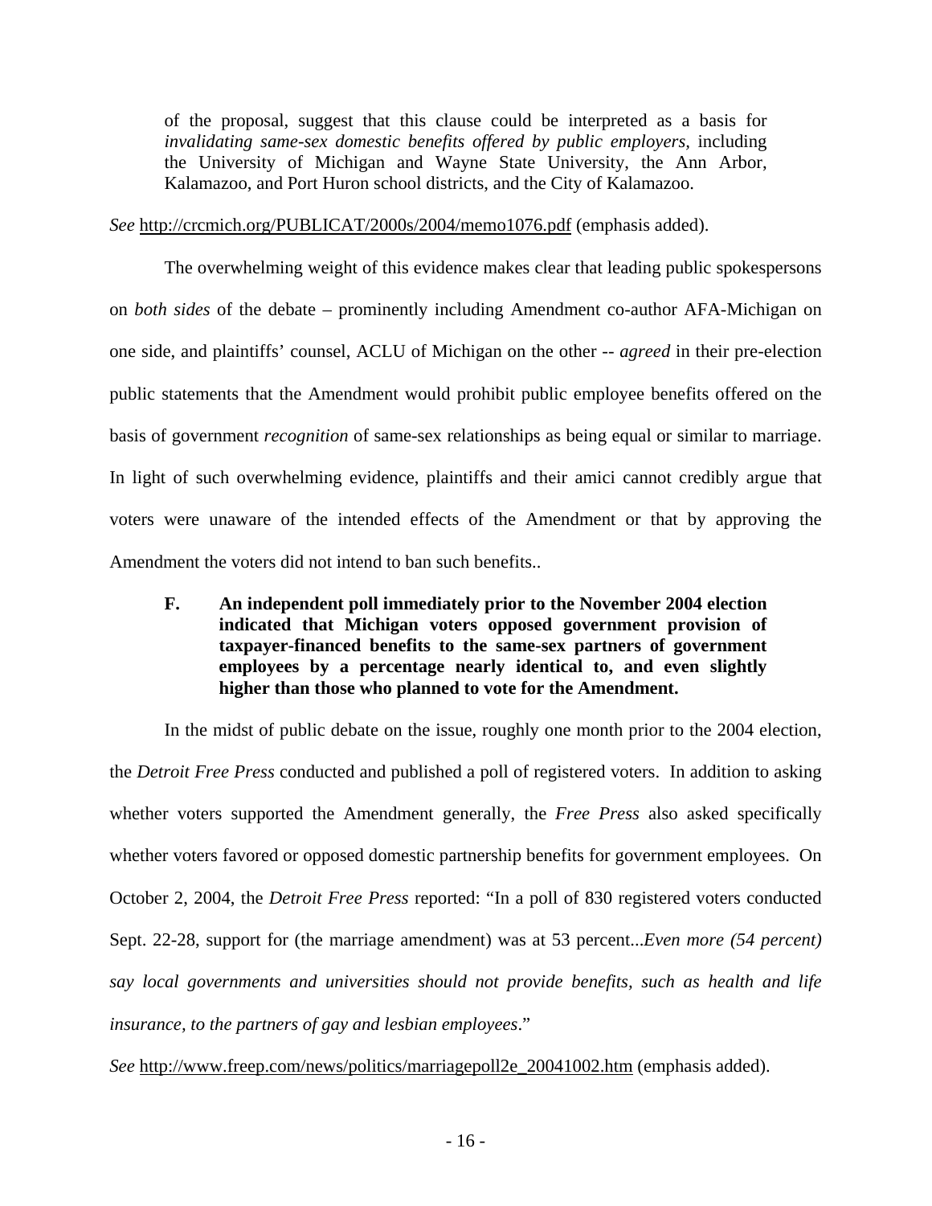of the proposal, suggest that this clause could be interpreted as a basis for *invalidating same-sex domestic benefits offered by public employers,* including the University of Michigan and Wayne State University, the Ann Arbor, Kalamazoo, and Port Huron school districts, and the City of Kalamazoo.

*See* http://crcmich.org/PUBLICAT/2000s/2004/memo1076.pdf (emphasis added).

The overwhelming weight of this evidence makes clear that leading public spokespersons on *both sides* of the debate – prominently including Amendment co-author AFA-Michigan on one side, and plaintiffs' counsel, ACLU of Michigan on the other -- *agreed* in their pre-election public statements that the Amendment would prohibit public employee benefits offered on the basis of government *recognition* of same-sex relationships as being equal or similar to marriage. In light of such overwhelming evidence, plaintiffs and their amici cannot credibly argue that voters were unaware of the intended effects of the Amendment or that by approving the Amendment the voters did not intend to ban such benefits..

**F. An independent poll immediately prior to the November 2004 election indicated that Michigan voters opposed government provision of taxpayer-financed benefits to the same-sex partners of government employees by a percentage nearly identical to, and even slightly higher than those who planned to vote for the Amendment.**

In the midst of public debate on the issue, roughly one month prior to the 2004 election, the *Detroit Free Press* conducted and published a poll of registered voters. In addition to asking whether voters supported the Amendment generally, the *Free Press* also asked specifically whether voters favored or opposed domestic partnership benefits for government employees. On October 2, 2004, the *Detroit Free Press* reported: "In a poll of 830 registered voters conducted Sept. 22-28, support for (the marriage amendment) was at 53 percent...*Even more (54 percent) say local governments and universities should not provide benefits, such as health and life insurance, to the partners of gay and lesbian employees*."

*See* http://www.freep.com/news/politics/marriagepoll2e_20041002.htm (emphasis added).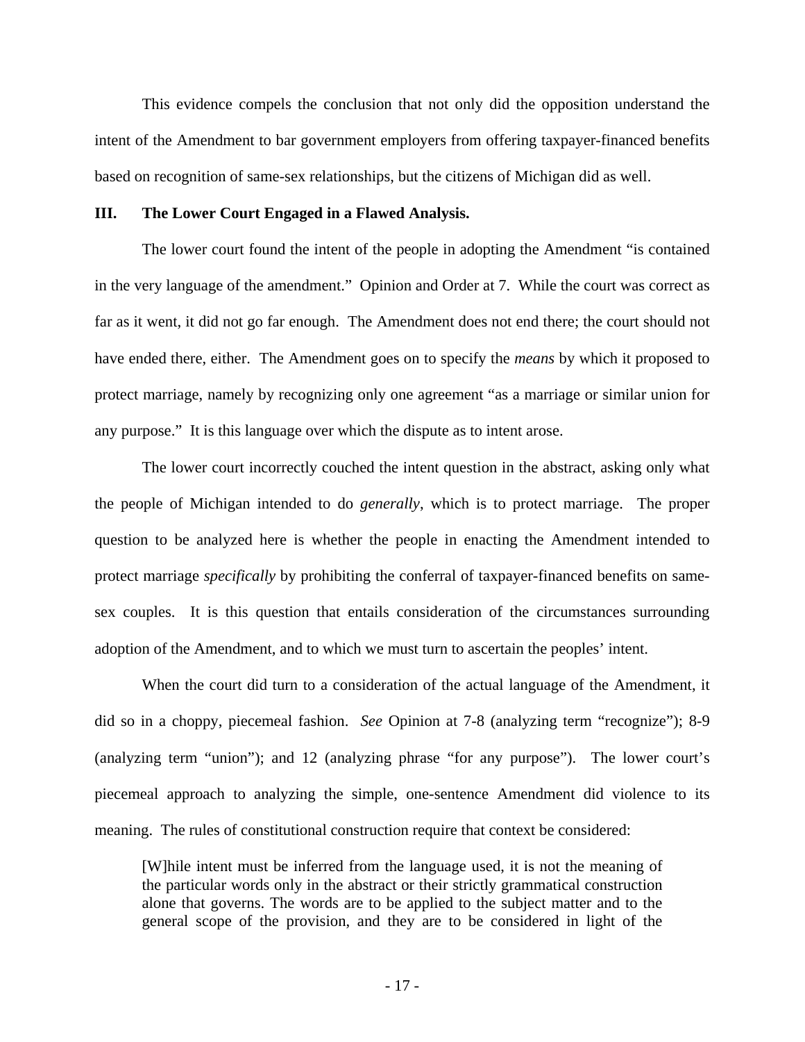This evidence compels the conclusion that not only did the opposition understand the intent of the Amendment to bar government employers from offering taxpayer-financed benefits based on recognition of same-sex relationships, but the citizens of Michigan did as well.

## III. The Lower Court Engaged in a Flawed Analysis.

The lower court found the intent of the people in adopting the Amendment "is contained in the very language of the amendment." Opinion and Order at 7. While the court was correct as far as it went, it did not go far enough. The Amendment does not end there; the court should not have ended there, either. The Amendment goes on to specify the *means* by which it proposed to protect marriage, namely by recognizing only one agreement "as a marriage or similar union for any purpose." It is this language over which the dispute as to intent arose.

The lower court incorrectly couched the intent question in the abstract, asking only what the people of Michigan intended to do *generally*, which is to protect marriage. The proper question to be analyzed here is whether the people in enacting the Amendment intended to protect marriage *specifically* by prohibiting the conferral of taxpayer-financed benefits on same-sex couples. It is this question that entails consideration of the circumstances surrounding adoption of the Amendment, and to which we must turn to ascertain the peoples' intent.

When the court did turn to a consideration of the actual language of the Amendment, it did so in a choppy, piecemeal fashion. *See* Opinion at 7-8 (analyzing term "recognize"); 8-9 (analyzing term "union"); and 12 (analyzing phrase "for any purpose"). The lower court's piecemeal approach to analyzing the simple, one-sentence Amendment did violence to its meaning. The rules of constitutional construction require that context be considered:

> [W]hile intent must be inferred from the language used, it is not the meaning of the particular words only in the abstract or their strictly grammatical construction alone that governs. The words are to be applied to the subject matter and to the general scope of the provision, and they are to be considered in light of the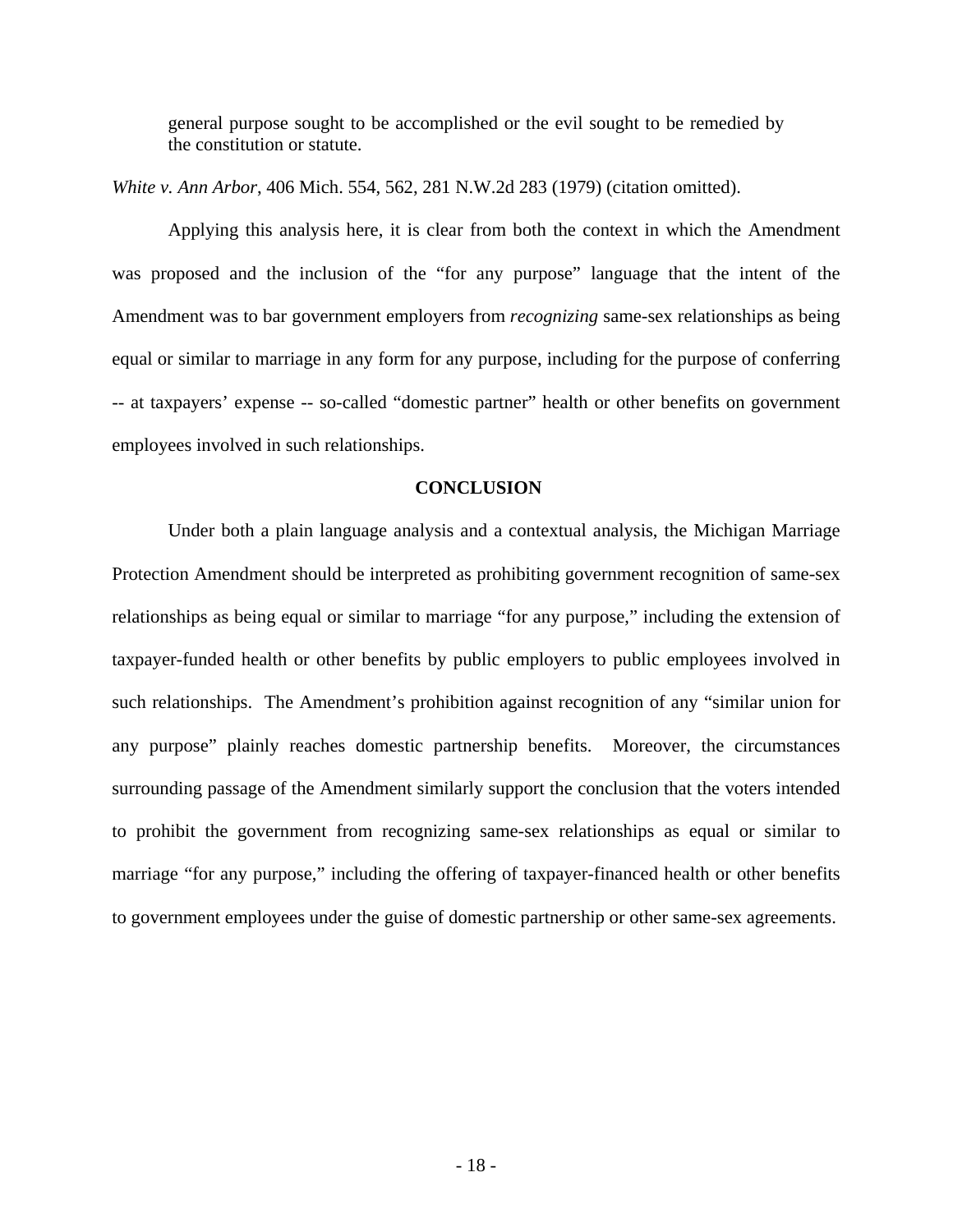> general purpose sought to be accomplished or the evil sought to be remedied by the constitution or statute.

*White v. Ann Arbor*, 406 Mich. 554, 562, 281 N.W.2d 283 (1979) (citation omitted).

Applying this analysis here, it is clear from both the context in which the Amendment was proposed and the inclusion of the "for any purpose" language that the intent of the Amendment was to bar government employers from *recognizing* same-sex relationships as being equal or similar to marriage in any form for any purpose, including for the purpose of conferring -- at taxpayers' expense -- so-called "domestic partner" health or other benefits on government employees involved in such relationships.

## CONCLUSION

Under both a plain language analysis and a contextual analysis, the Michigan Marriage Protection Amendment should be interpreted as prohibiting government recognition of same-sex relationships as being equal or similar to marriage "for any purpose," including the extension of taxpayer-funded health or other benefits by public employers to public employees involved in such relationships. The Amendment's prohibition against recognition of any "similar union for any purpose" plainly reaches domestic partnership benefits. Moreover, the circumstances surrounding passage of the Amendment similarly support the conclusion that the voters intended to prohibit the government from recognizing same-sex relationships as equal or similar to marriage "for any purpose," including the offering of taxpayer-financed health or other benefits to government employees under the guise of domestic partnership or other same-sex agreements.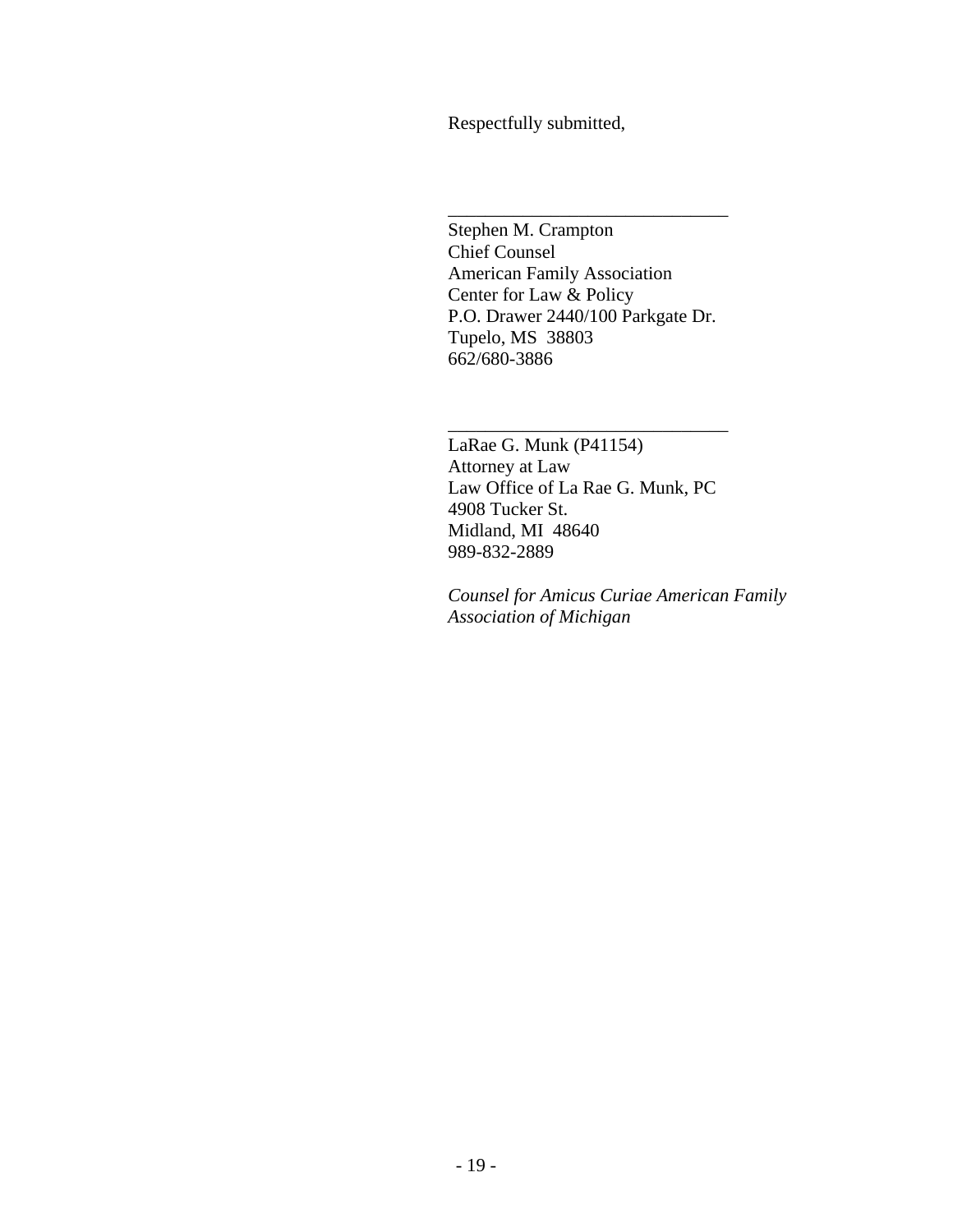Respectfully submitted,

\_\_\_\_\_\_\_\_\_\_\_\_\_\_\_\_\_\_\_\_\_\_\_\_\_\_\_\_\_\_

Stephen M. Crampton  
Chief Counsel  
American Family Association  
Center for Law & Policy  
P.O. Drawer 2440/100 Parkgate Dr.  
Tupelo, MS 38803  
662/680-3886

\_\_\_\_\_\_\_\_\_\_\_\_\_\_\_\_\_\_\_\_\_\_\_\_\_\_\_\_\_\_

LaRae G. Munk (P41154)  
Attorney at Law  
Law Office of La Rae G. Munk, PC  
4908 Tucker St.  
Midland, MI 48640  
989-832-2889

*Counsel for Amicus Curiae American Family Association of Michigan*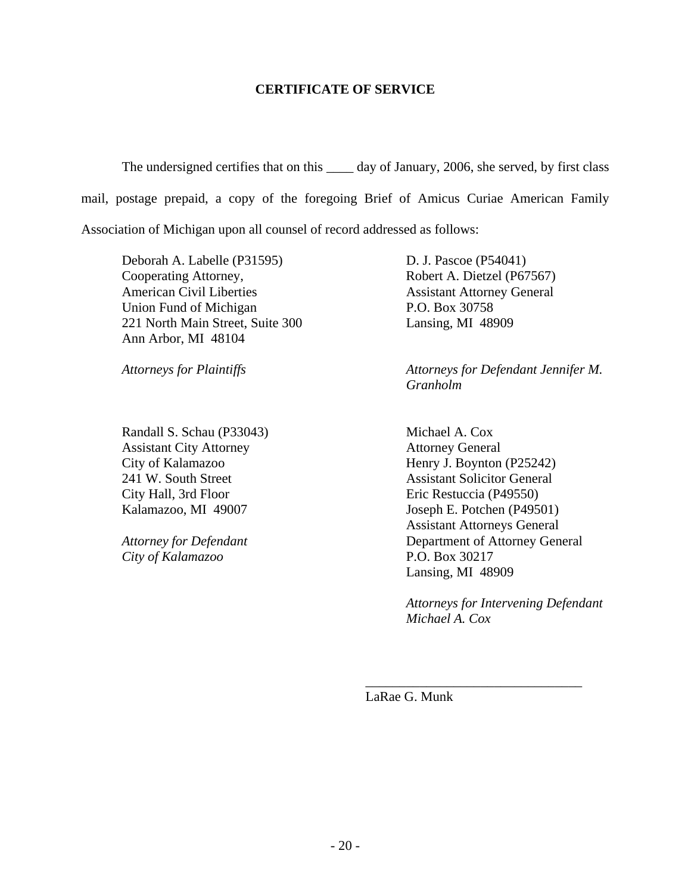**CERTIFICATE OF SERVICE**

The undersigned certifies that on this ____ day of January, 2006, she served, by first class mail, postage prepaid, a copy of the foregoing Brief of Amicus Curiae American Family Association of Michigan upon all counsel of record addressed as follows:

Deborah A. Labelle (P31595)
Cooperating Attorney,
American Civil Liberties
Union Fund of Michigan
221 North Main Street, Suite 300
Ann Arbor, MI 48104

*Attorneys for Plaintiffs*

D. J. Pascoe (P54041)
Robert A. Dietzel (P67567)
Assistant Attorney General
P.O. Box 30758
Lansing, MI 48909

*Attorneys for Defendant Jennifer M. Granholm*

Randall S. Schau (P33043)
Assistant City Attorney
City of Kalamazoo
241 W. South Street
City Hall, 3rd Floor
Kalamazoo, MI 49007

*Attorney for Defendant City of Kalamazoo*

Michael A. Cox
Attorney General
Henry J. Boynton (P25242)
Assistant Solicitor General
Eric Restuccia (P49550)
Joseph E. Potchen (P49501)
Assistant Attorneys General
Department of Attorney General
P.O. Box 30217
Lansing, MI 48909

*Attorneys for Intervening Defendant Michael A. Cox*

________________________________
LaRae G. Munk